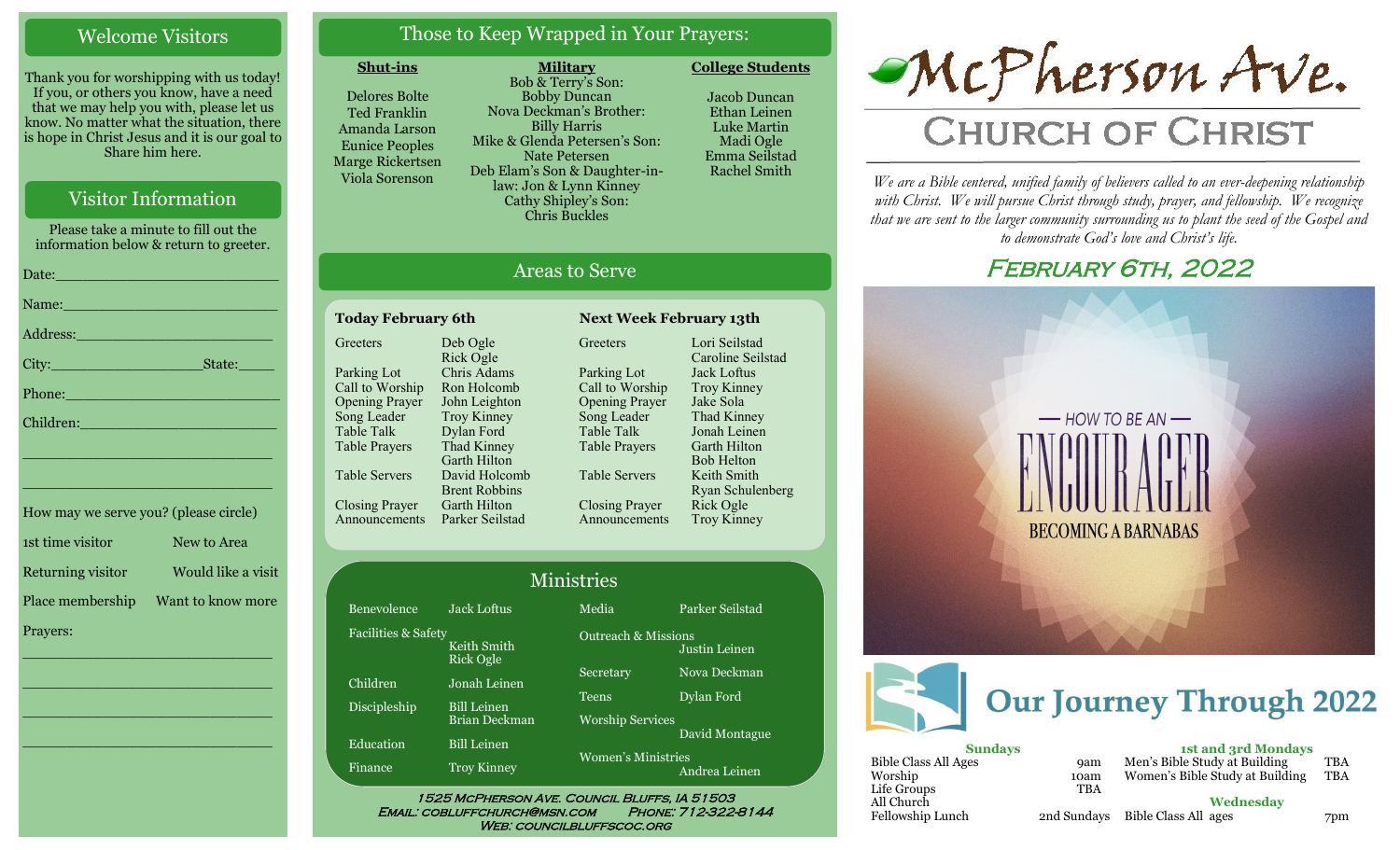## Welcome Visitors

Thank you for worshipping with us today! If you, or others you know, have a need that we may help you with, please let us know. No matter what the situation, there is hope in Christ Jesus and it is our goal to Share him here.

## Visitor Information

Please take a minute to fill out the information below & return to greeter.

Date:\_\_\_\_\_\_\_\_\_\_\_\_\_\_\_\_\_\_\_\_\_\_\_\_

Name:\_\_\_\_\_\_\_\_\_\_\_\_\_\_\_\_\_\_\_\_\_\_\_\_

Address:\_\_\_\_\_\_\_\_\_\_\_\_\_\_\_\_\_\_\_\_\_\_

City:\_\_\_\_\_\_\_\_\_\_\_\_\_\_\_\_State:\_\_\_\_\_

Phone:\_\_\_\_\_\_\_\_\_\_\_\_\_\_\_\_\_\_\_\_\_\_\_\_

Children:\_\_\_\_\_\_\_\_\_\_\_\_\_\_\_\_\_\_\_\_\_\_

\_\_\_\_\_\_\_\_\_\_\_\_\_\_\_\_\_\_\_\_\_\_\_\_\_\_\_\_\_\_

\_\_\_\_\_\_\_\_\_\_\_\_\_\_\_\_\_\_\_\_\_\_\_\_\_\_\_\_\_\_

How may we serve you? (please circle)

| | |
|---|---|
| 1st time visitor | New to Area |
| Returning visitor | Would like a visit |
| Place membership | Want to know more |

Prayers:

\_\_\_\_\_\_\_\_\_\_\_\_\_\_\_\_\_\_\_\_\_\_\_\_\_\_\_\_\_\_

\_\_\_\_\_\_\_\_\_\_\_\_\_\_\_\_\_\_\_\_\_\_\_\_\_\_\_\_\_\_

\_\_\_\_\_\_\_\_\_\_\_\_\_\_\_\_\_\_\_\_\_\_\_\_\_\_\_\_\_\_

\_\_\_\_\_\_\_\_\_\_\_\_\_\_\_\_\_\_\_\_\_\_\_\_\_\_\_\_\_\_

## Those to Keep Wrapped in Your Prayers:

**Shut-ins**

Delores Bolte
Ted Franklin
Amanda Larson
Eunice Peoples
Marge Rickertsen
Viola Sorenson

**Military**

Bob & Terry's Son: Bobby Duncan
Nova Deckman's Brother: Billy Harris
Mike & Glenda Petersen's Son: Nate Petersen
Deb Elam's Son & Daughter-in-law: Jon & Lynn Kinney
Cathy Shipley's Son: Chris Buckles

**College Students**

Jacob Duncan
Ethan Leinen
Luke Martin
Madi Ogle
Emma Seilstad
Rachel Smith

## Areas to Serve

**Today February 6th**

| | |
|---|---|
| Greeters | Deb Ogle, Rick Ogle |
| Parking Lot | Chris Adams |
| Call to Worship | Ron Holcomb |
| Opening Prayer | John Leighton |
| Song Leader | Troy Kinney |
| Table Talk | Dylan Ford |
| Table Prayers | Thad Kinney, Garth Hilton |
| Table Servers | David Holcomb, Brent Robbins |
| Closing Prayer | Garth Hilton |
| Announcements | Parker Seilstad |

**Next Week February 13th**

| | |
|---|---|
| Greeters | Lori Seilstad, Caroline Seilstad |
| Parking Lot | Jack Loftus |
| Call to Worship | Troy Kinney |
| Opening Prayer | Jake Sola |
| Song Leader | Thad Kinney |
| Table Talk | Jonah Leinen |
| Table Prayers | Garth Hilton, Bob Helton |
| Table Servers | Keith Smith, Ryan Schulenberg |
| Closing Prayer | Rick Ogle |
| Announcements | Troy Kinney |

## Ministries

| | |
|---|---|
| Benevolence | Jack Loftus |
| Facilities & Safety | Keith Smith, Rick Ogle |
| Children | Jonah Leinen |
| Discipleship | Bill Leinen, Brian Deckman |
| Education | Bill Leinen |
| Finance | Troy Kinney |
| Media | Parker Seilstad |
| Outreach & Missions | Justin Leinen |
| Secretary | Nova Deckman |
| Teens | Dylan Ford |
| Worship Services | David Montague |
| Women's Ministries | Andrea Leinen |

1525 McPherson Ave. Council Bluffs, IA 51503
Email: cobluffchurch@msn.com Phone: 712-322-8144
Web: councilbluffscoc.org

# McPherson Ave. Church of Christ

*We are a Bible centered, unified family of believers called to an ever-deepening relationship with Christ. We will pursue Christ through study, prayer, and fellowship. We recognize that we are sent to the larger community surrounding us to plant the seed of the Gospel and to demonstrate God's love and Christ's life.*

## February 6th, 2022

How to Be an Encourager — Becoming a Barnabas

## Our Journey Through 2022

**Sundays**

| | |
|---|---|
| Bible Class All Ages | 9am |
| Worship | 10am |
| Life Groups | TBA |
| All Church Fellowship Lunch | 2nd Sundays |

**1st and 3rd Mondays**

| | |
|---|---|
| Men's Bible Study at Building | TBA |
| Women's Bible Study at Building | TBA |

**Wednesday**

| | |
|---|---|
| Bible Class All ages | 7pm |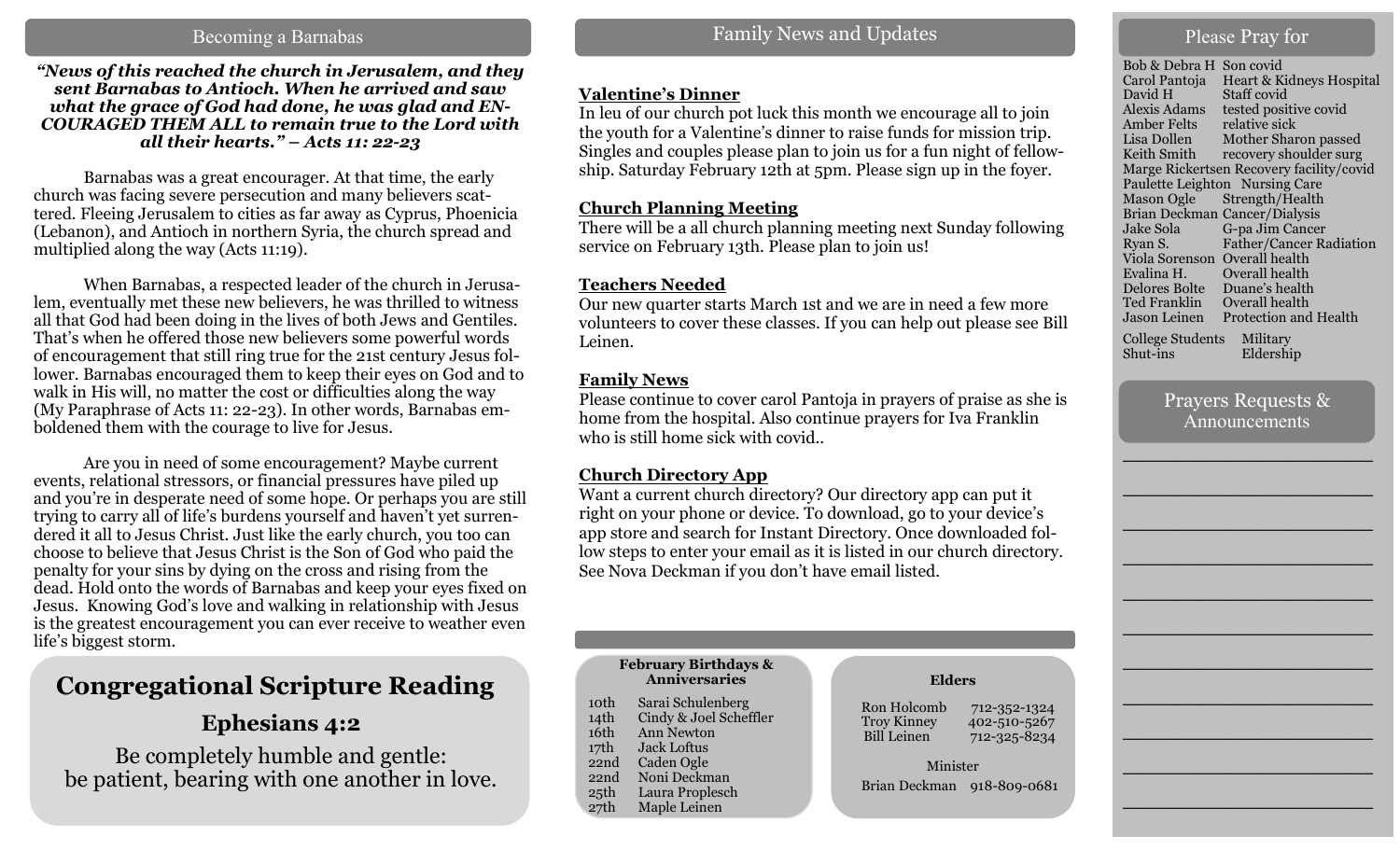## Becoming a Barnabas

***"News of this reached the church in Jerusalem, and they sent Barnabas to Antioch. When he arrived and saw what the grace of God had done, he was glad and ENCOURAGED THEM ALL to remain true to the Lord with all their hearts." – Acts 11: 22-23***

Barnabas was a great encourager. At that time, the early church was facing severe persecution and many believers scattered. Fleeing Jerusalem to cities as far away as Cyprus, Phoenicia (Lebanon), and Antioch in northern Syria, the church spread and multiplied along the way (Acts 11:19).

When Barnabas, a respected leader of the church in Jerusalem, eventually met these new believers, he was thrilled to witness all that God had been doing in the lives of both Jews and Gentiles. That's when he offered those new believers some powerful words of encouragement that still ring true for the 21st century Jesus follower. Barnabas encouraged them to keep their eyes on God and to walk in His will, no matter the cost or difficulties along the way (My Paraphrase of Acts 11: 22-23). In other words, Barnabas emboldened them with the courage to live for Jesus.

Are you in need of some encouragement? Maybe current events, relational stressors, or financial pressures have piled up and you're in desperate need of some hope. Or perhaps you are still trying to carry all of life's burdens yourself and haven't yet surrendered it all to Jesus Christ. Just like the early church, you too can choose to believe that Jesus Christ is the Son of God who paid the penalty for your sins by dying on the cross and rising from the dead. Hold onto the words of Barnabas and keep your eyes fixed on Jesus. Knowing God's love and walking in relationship with Jesus is the greatest encouragement you can ever receive to weather even life's biggest storm.

## Congregational Scripture Reading

### Ephesians 4:2

Be completely humble and gentle:
be patient, bearing with one another in love.

## Family News and Updates

**Valentine's Dinner**

In leu of our church pot luck this month we encourage all to join the youth for a Valentine's dinner to raise funds for mission trip. Singles and couples please plan to join us for a fun night of fellowship. Saturday February 12th at 5pm. Please sign up in the foyer.

**Church Planning Meeting**

There will be a all church planning meeting next Sunday following service on February 13th. Please plan to join us!

**Teachers Needed**

Our new quarter starts March 1st and we are in need a few more volunteers to cover these classes. If you can help out please see Bill Leinen.

**Family News**

Please continue to cover carol Pantoja in prayers of praise as she is home from the hospital. Also continue prayers for Iva Franklin who is still home sick with covid..

**Church Directory App**

Want a current church directory? Our directory app can put it right on your phone or device. To download, go to your device's app store and search for Instant Directory. Once downloaded follow steps to enter your email as it is listed in our church directory. See Nova Deckman if you don't have email listed.

**February Birthdays & Anniversaries**

| | |
|---|---|
| 10th | Sarai Schulenberg |
| 14th | Cindy & Joel Scheffler |
| 16th | Ann Newton |
| 17th | Jack Loftus |
| 22nd | Caden Ogle |
| 22nd | Noni Deckman |
| 25th | Laura Proplesch |
| 27th | Maple Leinen |

**Elders**

| | |
|---|---|
| Ron Holcomb | 712-352-1324 |
| Troy Kinney | 402-510-5267 |
| Bill Leinen | 712-325-8234 |

Minister

Brian Deckman 918-809-0681

## Please Pray for

| | |
|---|---|
| Bob & Debra H | Son covid |
| Carol Pantoja | Heart & Kidneys Hospital |
| David H | Staff covid |
| Alexis Adams | tested positive covid |
| Amber Felts | relative sick |
| Lisa Dollen | Mother Sharon passed |
| Keith Smith | recovery shoulder surg |
| Marge Rickertsen | Recovery facility/covid |
| Paulette Leighton | Nursing Care |
| Mason Ogle | Strength/Health |
| Brian Deckman | Cancer/Dialysis |
| Jake Sola | G-pa Jim Cancer |
| Ryan S. | Father/Cancer Radiation |
| Viola Sorenson | Overall health |
| Evalina H. | Overall health |
| Delores Bolte | Duane's health |
| Ted Franklin | Overall health |
| Jason Leinen | Protection and Health |
| College Students | Military |
| Shut-ins | Eldership |

## Prayers Requests & Announcements

______________________

______________________

______________________

______________________

______________________

______________________

______________________

______________________

______________________

______________________

______________________